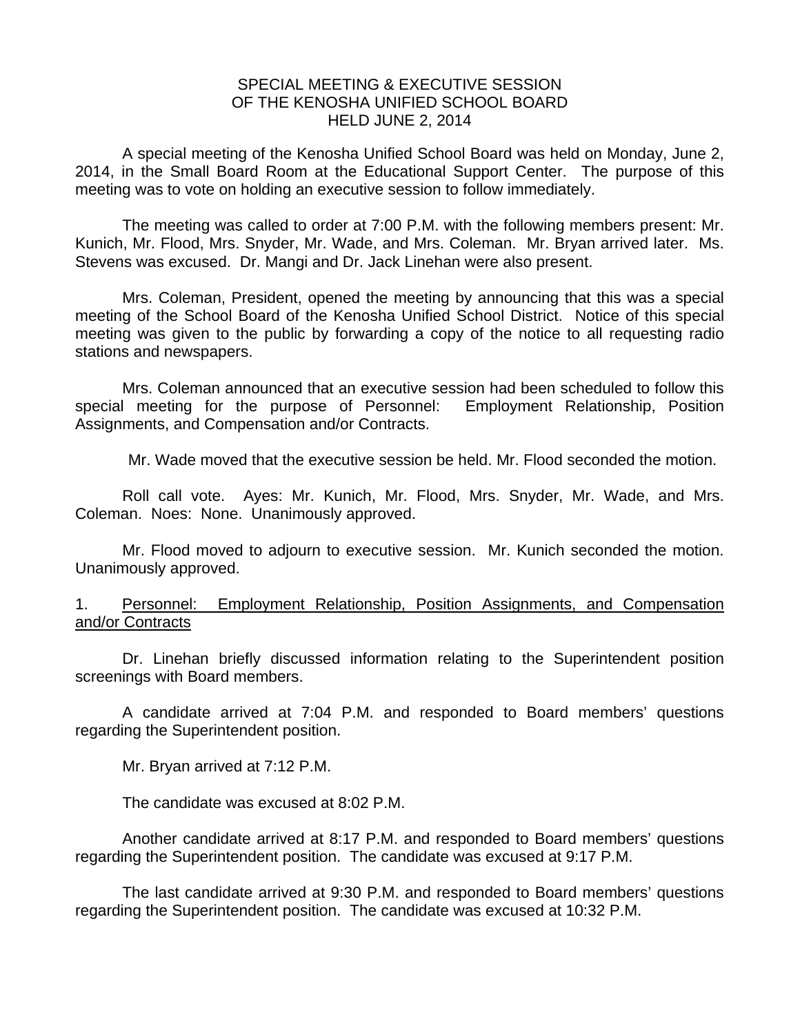# SPECIAL MEETING & EXECUTIVE SESSION
# OF THE KENOSHA UNIFIED SCHOOL BOARD
# HELD JUNE 2, 2014

A special meeting of the Kenosha Unified School Board was held on Monday, June 2, 2014, in the Small Board Room at the Educational Support Center. The purpose of this meeting was to vote on holding an executive session to follow immediately.

The meeting was called to order at 7:00 P.M. with the following members present: Mr. Kunich, Mr. Flood, Mrs. Snyder, Mr. Wade, and Mrs. Coleman. Mr. Bryan arrived later. Ms. Stevens was excused. Dr. Mangi and Dr. Jack Linehan were also present.

Mrs. Coleman, President, opened the meeting by announcing that this was a special meeting of the School Board of the Kenosha Unified School District. Notice of this special meeting was given to the public by forwarding a copy of the notice to all requesting radio stations and newspapers.

Mrs. Coleman announced that an executive session had been scheduled to follow this special meeting for the purpose of Personnel: Employment Relationship, Position Assignments, and Compensation and/or Contracts.

Mr. Wade moved that the executive session be held. Mr. Flood seconded the motion.

Roll call vote. Ayes: Mr. Kunich, Mr. Flood, Mrs. Snyder, Mr. Wade, and Mrs. Coleman. Noes: None. Unanimously approved.

Mr. Flood moved to adjourn to executive session. Mr. Kunich seconded the motion. Unanimously approved.

1. <u>Personnel: Employment Relationship, Position Assignments, and Compensation and/or Contracts</u>

Dr. Linehan briefly discussed information relating to the Superintendent position screenings with Board members.

A candidate arrived at 7:04 P.M. and responded to Board members' questions regarding the Superintendent position.

Mr. Bryan arrived at 7:12 P.M.

The candidate was excused at 8:02 P.M.

Another candidate arrived at 8:17 P.M. and responded to Board members' questions regarding the Superintendent position. The candidate was excused at 9:17 P.M.

The last candidate arrived at 9:30 P.M. and responded to Board members' questions regarding the Superintendent position. The candidate was excused at 10:32 P.M.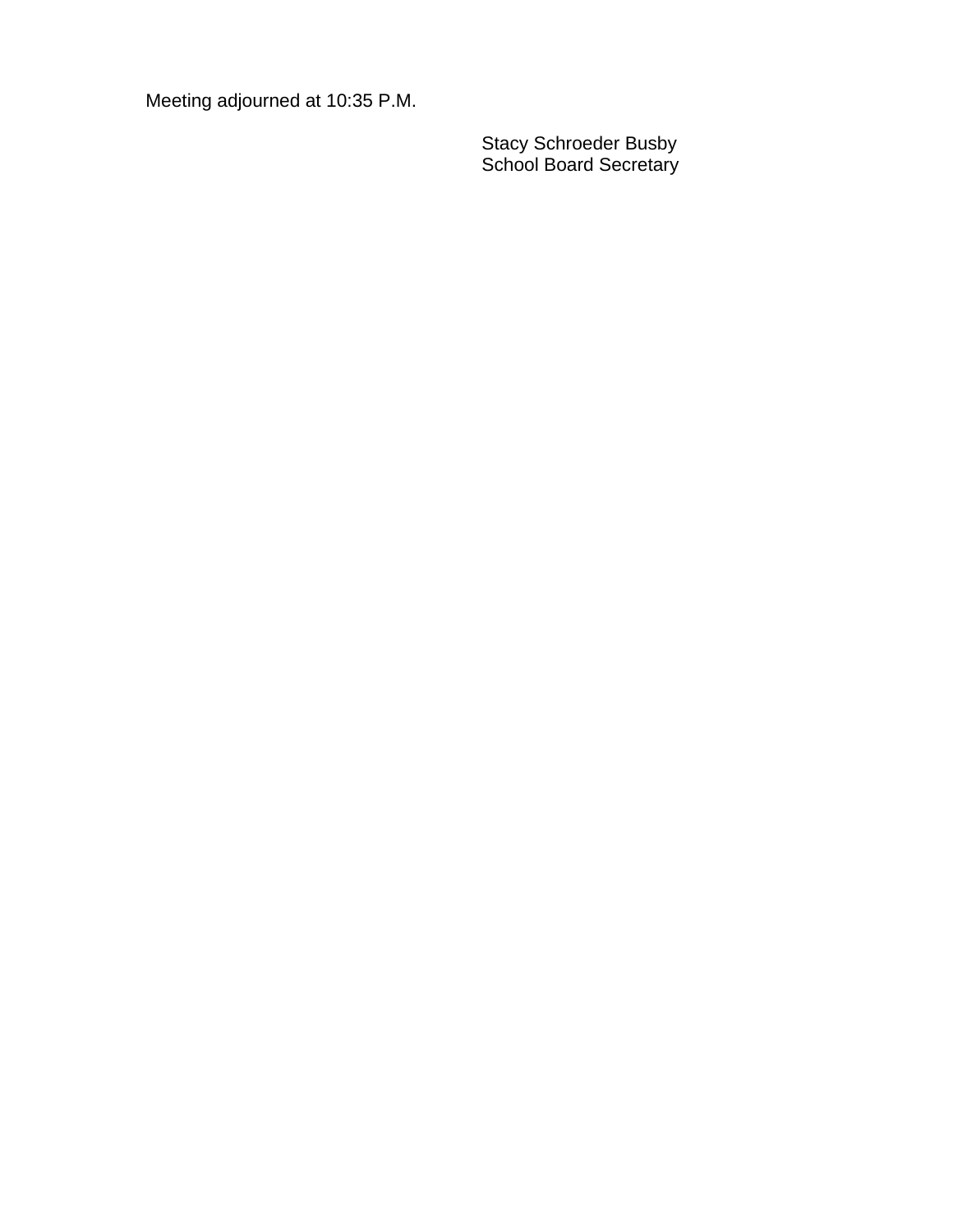Meeting adjourned at 10:35 P.M.

Stacy Schroeder Busby
School Board Secretary